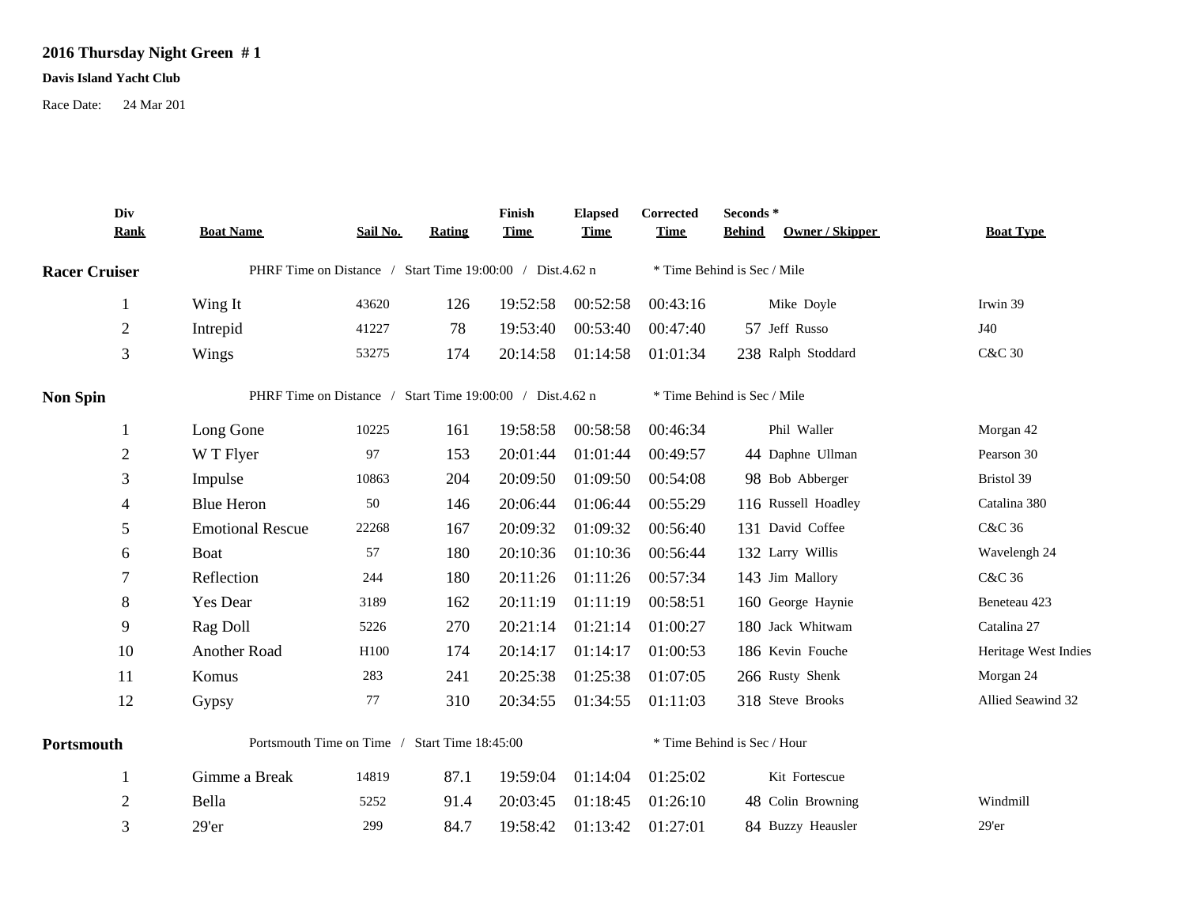**2016 Thursday Night Green # 1**

**Davis Island Yacht Club**

Race Date: 24 Mar 201

| Div Rank | Boat Name | Sail No. | Rating | Finish Time | Elapsed Time | Corrected Time | Seconds * Behind | Owner / Skipper | Boat Type |
|---|---|---|---|---|---|---|---|---|---|
| **Racer Cruiser** | PHRF Time on Distance / Start Time 19:00:00 / Dist.4.62 n | | | | | * Time Behind is Sec / Mile | | | |
| 1 | Wing It | 43620 | 126 | 19:52:58 | 00:52:58 | 00:43:16 | | Mike Doyle | Irwin 39 |
| 2 | Intrepid | 41227 | 78 | 19:53:40 | 00:53:40 | 00:47:40 | 57 | Jeff Russo | J40 |
| 3 | Wings | 53275 | 174 | 20:14:58 | 01:14:58 | 01:01:34 | 238 | Ralph Stoddard | C&C 30 |
| **Non Spin** | PHRF Time on Distance / Start Time 19:00:00 / Dist.4.62 n | | | | | * Time Behind is Sec / Mile | | | |
| 1 | Long Gone | 10225 | 161 | 19:58:58 | 00:58:58 | 00:46:34 | | Phil Waller | Morgan 42 |
| 2 | W T Flyer | 97 | 153 | 20:01:44 | 01:01:44 | 00:49:57 | 44 | Daphne Ullman | Pearson 30 |
| 3 | Impulse | 10863 | 204 | 20:09:50 | 01:09:50 | 00:54:08 | 98 | Bob Abberger | Bristol 39 |
| 4 | Blue Heron | 50 | 146 | 20:06:44 | 01:06:44 | 00:55:29 | 116 | Russell Hoadley | Catalina 380 |
| 5 | Emotional Rescue | 22268 | 167 | 20:09:32 | 01:09:32 | 00:56:40 | 131 | David Coffee | C&C 36 |
| 6 | Boat | 57 | 180 | 20:10:36 | 01:10:36 | 00:56:44 | 132 | Larry Willis | Wavelengh 24 |
| 7 | Reflection | 244 | 180 | 20:11:26 | 01:11:26 | 00:57:34 | 143 | Jim Mallory | C&C 36 |
| 8 | Yes Dear | 3189 | 162 | 20:11:19 | 01:11:19 | 00:58:51 | 160 | George Haynie | Beneteau 423 |
| 9 | Rag Doll | 5226 | 270 | 20:21:14 | 01:21:14 | 01:00:27 | 180 | Jack Whitwam | Catalina 27 |
| 10 | Another Road | H100 | 174 | 20:14:17 | 01:14:17 | 01:00:53 | 186 | Kevin Fouche | Heritage West Indies |
| 11 | Komus | 283 | 241 | 20:25:38 | 01:25:38 | 01:07:05 | 266 | Rusty Shenk | Morgan 24 |
| 12 | Gypsy | 77 | 310 | 20:34:55 | 01:34:55 | 01:11:03 | 318 | Steve Brooks | Allied Seawind 32 |
| **Portsmouth** | Portsmouth Time on Time / Start Time 18:45:00 | | | | | * Time Behind is Sec / Hour | | | |
| 1 | Gimme a Break | 14819 | 87.1 | 19:59:04 | 01:14:04 | 01:25:02 | | Kit Fortescue | |
| 2 | Bella | 5252 | 91.4 | 20:03:45 | 01:18:45 | 01:26:10 | 48 | Colin Browning | Windmill |
| 3 | 29'er | 299 | 84.7 | 19:58:42 | 01:13:42 | 01:27:01 | 84 | Buzzy Heausler | 29'er |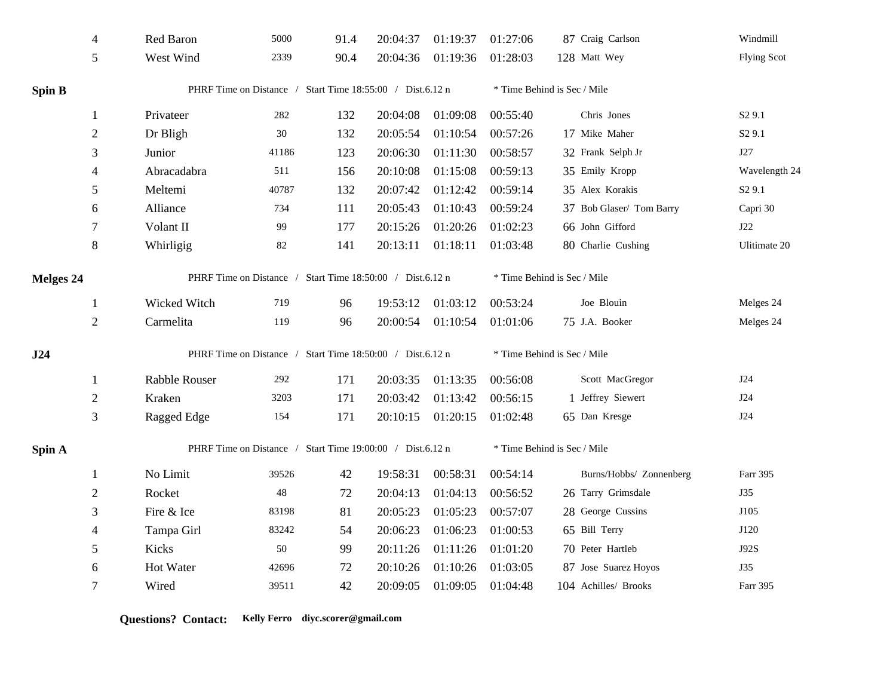| | | | | | | | | | |
|---|---|---|---|---|---|---|---|---|---|
| 4 | Red Baron | 5000 | 91.4 | 20:04:37 | 01:19:37 | 01:27:06 | 87 | Craig Carlson | Windmill |
| 5 | West Wind | 2339 | 90.4 | 20:04:36 | 01:19:36 | 01:28:03 | 128 | Matt Wey | Flying Scot |

**Spin B** PHRF Time on Distance / Start Time 18:55:00 / Dist.6.12 n * Time Behind is Sec / Mile

| | | | | | | | | | |
|---|---|---|---|---|---|---|---|---|---|
| 1 | Privateer | 282 | 132 | 20:04:08 | 01:09:08 | 00:55:40 | | Chris Jones | S2 9.1 |
| 2 | Dr Bligh | 30 | 132 | 20:05:54 | 01:10:54 | 00:57:26 | 17 | Mike Maher | S2 9.1 |
| 3 | Junior | 41186 | 123 | 20:06:30 | 01:11:30 | 00:58:57 | 32 | Frank Selph Jr | J27 |
| 4 | Abracadabra | 511 | 156 | 20:10:08 | 01:15:08 | 00:59:13 | 35 | Emily Kropp | Wavelength 24 |
| 5 | Meltemi | 40787 | 132 | 20:07:42 | 01:12:42 | 00:59:14 | 35 | Alex Korakis | S2 9.1 |
| 6 | Alliance | 734 | 111 | 20:05:43 | 01:10:43 | 00:59:24 | 37 | Bob Glaser/ Tom Barry | Capri 30 |
| 7 | Volant II | 99 | 177 | 20:15:26 | 01:20:26 | 01:02:23 | 66 | John Gifford | J22 |
| 8 | Whirligig | 82 | 141 | 20:13:11 | 01:18:11 | 01:03:48 | 80 | Charlie Cushing | Ultimate 20 |

**Melges 24** PHRF Time on Distance / Start Time 18:50:00 / Dist.6.12 n * Time Behind is Sec / Mile

| | | | | | | | | | |
|---|---|---|---|---|---|---|---|---|---|
| 1 | Wicked Witch | 719 | 96 | 19:53:12 | 01:03:12 | 00:53:24 | | Joe Blouin | Melges 24 |
| 2 | Carmelita | 119 | 96 | 20:00:54 | 01:10:54 | 01:01:06 | 75 | J.A. Booker | Melges 24 |

**J24** PHRF Time on Distance / Start Time 18:50:00 / Dist.6.12 n * Time Behind is Sec / Mile

| | | | | | | | | | |
|---|---|---|---|---|---|---|---|---|---|
| 1 | Rabble Rouser | 292 | 171 | 20:03:35 | 01:13:35 | 00:56:08 | | Scott MacGregor | J24 |
| 2 | Kraken | 3203 | 171 | 20:03:42 | 01:13:42 | 00:56:15 | 1 | Jeffrey Siewert | J24 |
| 3 | Ragged Edge | 154 | 171 | 20:10:15 | 01:20:15 | 01:02:48 | 65 | Dan Kresge | J24 |

**Spin A** PHRF Time on Distance / Start Time 19:00:00 / Dist.6.12 n * Time Behind is Sec / Mile

| | | | | | | | | | |
|---|---|---|---|---|---|---|---|---|---|
| 1 | No Limit | 39526 | 42 | 19:58:31 | 00:58:31 | 00:54:14 | | Burns/Hobbs/ Zonnenberg | Farr 395 |
| 2 | Rocket | 48 | 72 | 20:04:13 | 01:04:13 | 00:56:52 | 26 | Tarry Grimsdale | J35 |
| 3 | Fire & Ice | 83198 | 81 | 20:05:23 | 01:05:23 | 00:57:07 | 28 | George Cussins | J105 |
| 4 | Tampa Girl | 83242 | 54 | 20:06:23 | 01:06:23 | 01:00:53 | 65 | Bill Terry | J120 |
| 5 | Kicks | 50 | 99 | 20:11:26 | 01:11:26 | 01:01:20 | 70 | Peter Hartleb | J92S |
| 6 | Hot Water | 42696 | 72 | 20:10:26 | 01:10:26 | 01:03:05 | 87 | Jose Suarez Hoyos | J35 |
| 7 | Wired | 39511 | 42 | 20:09:05 | 01:09:05 | 01:04:48 | 104 | Achilles/ Brooks | Farr 395 |

**Questions? Contact:** **Kelly Ferro diyc.scorer@gmail.com**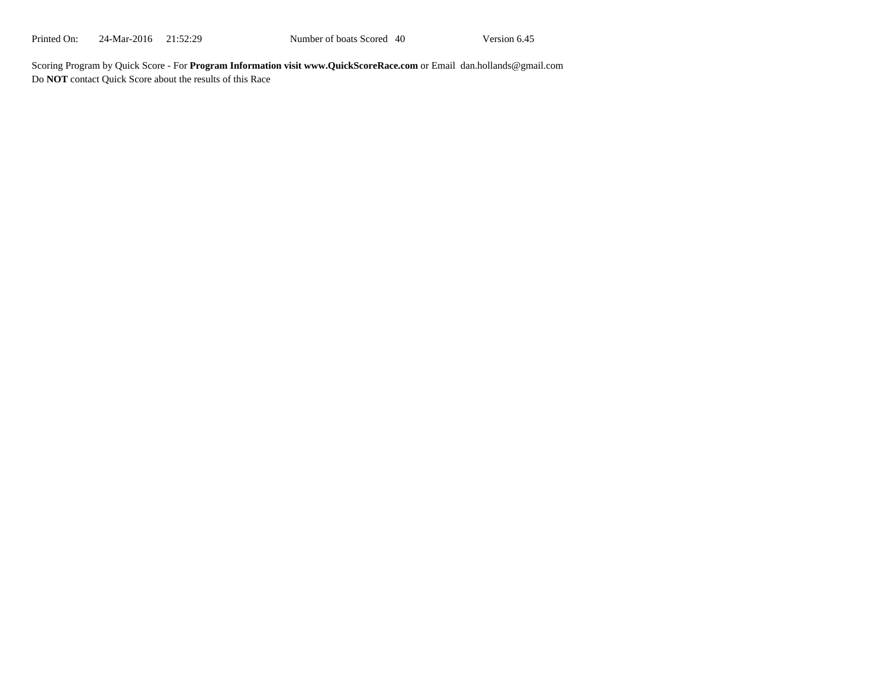Printed On: 24-Mar-2016 21:52:29 Number of boats Scored 40 Version 6.45

Scoring Program by Quick Score - For **Program Information visit www.QuickScoreRace.com** or Email dan.hollands@gmail.com
Do **NOT** contact Quick Score about the results of this Race